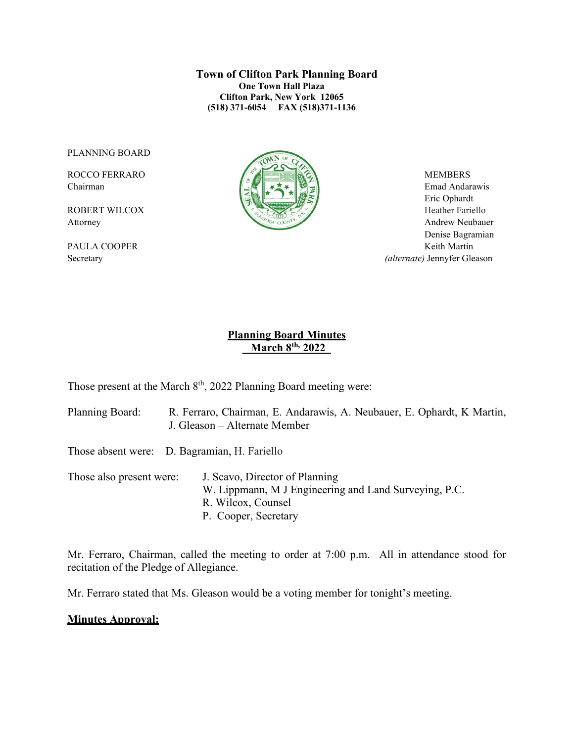**Town of Clifton Park Planning Board**
**One Town Hall Plaza**
**Clifton Park, New York 12065**
**(518) 371-6054 FAX (518)371-1136**

PLANNING BOARD

ROCCO FERRARO
Chairman

ROBERT WILCOX
Attorney

PAULA COOPER
Secretary

MEMBERS
Emad Andarawis
Eric Ophardt
Heather Fariello
Andrew Neubauer
Denise Bagramian
Keith Martin
*(alternate)* Jennyfer Gleason

## Planning Board Minutes
## March 8th, 2022

Those present at the March 8th, 2022 Planning Board meeting were:

Planning Board: R. Ferraro, Chairman, E. Andarawis, A. Neubauer, E. Ophardt, K Martin, J. Gleason – Alternate Member

Those absent were: D. Bagramian, H. Fariello

Those also present were:
J. Scavo, Director of Planning
W. Lippmann, M J Engineering and Land Surveying, P.C.
R. Wilcox, Counsel
P. Cooper, Secretary

Mr. Ferraro, Chairman, called the meeting to order at 7:00 p.m. All in attendance stood for recitation of the Pledge of Allegiance.

Mr. Ferraro stated that Ms. Gleason would be a voting member for tonight's meeting.

**Minutes Approval:**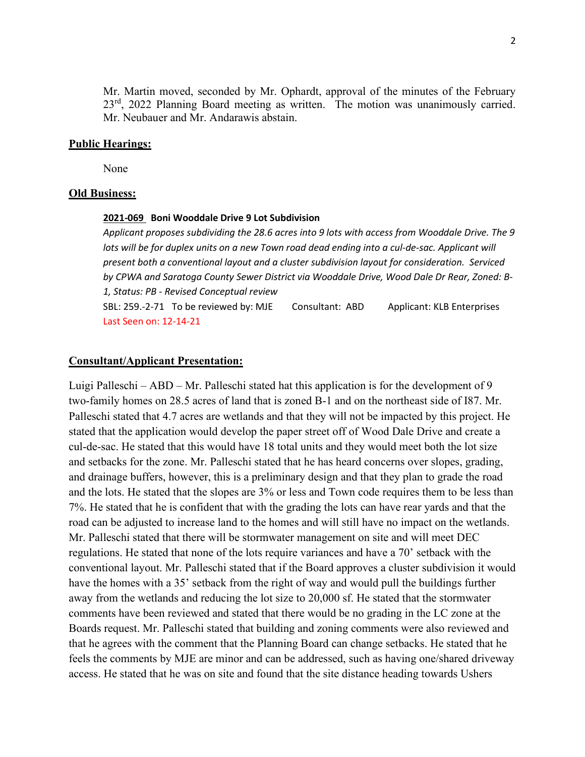Mr. Martin moved, seconded by Mr. Ophardt, approval of the minutes of the February 23rd, 2022 Planning Board meeting as written. The motion was unanimously carried. Mr. Neubauer and Mr. Andarawis abstain.

**Public Hearings:**

None

**Old Business:**

**2021-069 Boni Wooddale Drive 9 Lot Subdivision**

*Applicant proposes subdividing the 28.6 acres into 9 lots with access from Wooddale Drive. The 9 lots will be for duplex units on a new Town road dead ending into a cul-de-sac. Applicant will present both a conventional layout and a cluster subdivision layout for consideration. Serviced by CPWA and Saratoga County Sewer District via Wooddale Drive, Wood Dale Dr Rear, Zoned: B-1, Status: PB - Revised Conceptual review*

SBL: 259.-2-71 To be reviewed by: MJE Consultant: ABD Applicant: KLB Enterprises

Last Seen on: 12-14-21

**Consultant/Applicant Presentation:**

Luigi Palleschi – ABD – Mr. Palleschi stated hat this application is for the development of 9 two-family homes on 28.5 acres of land that is zoned B-1 and on the northeast side of I87. Mr. Palleschi stated that 4.7 acres are wetlands and that they will not be impacted by this project. He stated that the application would develop the paper street off of Wood Dale Drive and create a cul-de-sac. He stated that this would have 18 total units and they would meet both the lot size and setbacks for the zone. Mr. Palleschi stated that he has heard concerns over slopes, grading, and drainage buffers, however, this is a preliminary design and that they plan to grade the road and the lots. He stated that the slopes are 3% or less and Town code requires them to be less than 7%. He stated that he is confident that with the grading the lots can have rear yards and that the road can be adjusted to increase land to the homes and will still have no impact on the wetlands. Mr. Palleschi stated that there will be stormwater management on site and will meet DEC regulations. He stated that none of the lots require variances and have a 70' setback with the conventional layout. Mr. Palleschi stated that if the Board approves a cluster subdivision it would have the homes with a 35' setback from the right of way and would pull the buildings further away from the wetlands and reducing the lot size to 20,000 sf. He stated that the stormwater comments have been reviewed and stated that there would be no grading in the LC zone at the Boards request. Mr. Palleschi stated that building and zoning comments were also reviewed and that he agrees with the comment that the Planning Board can change setbacks. He stated that he feels the comments by MJE are minor and can be addressed, such as having one/shared driveway access. He stated that he was on site and found that the site distance heading towards Ushers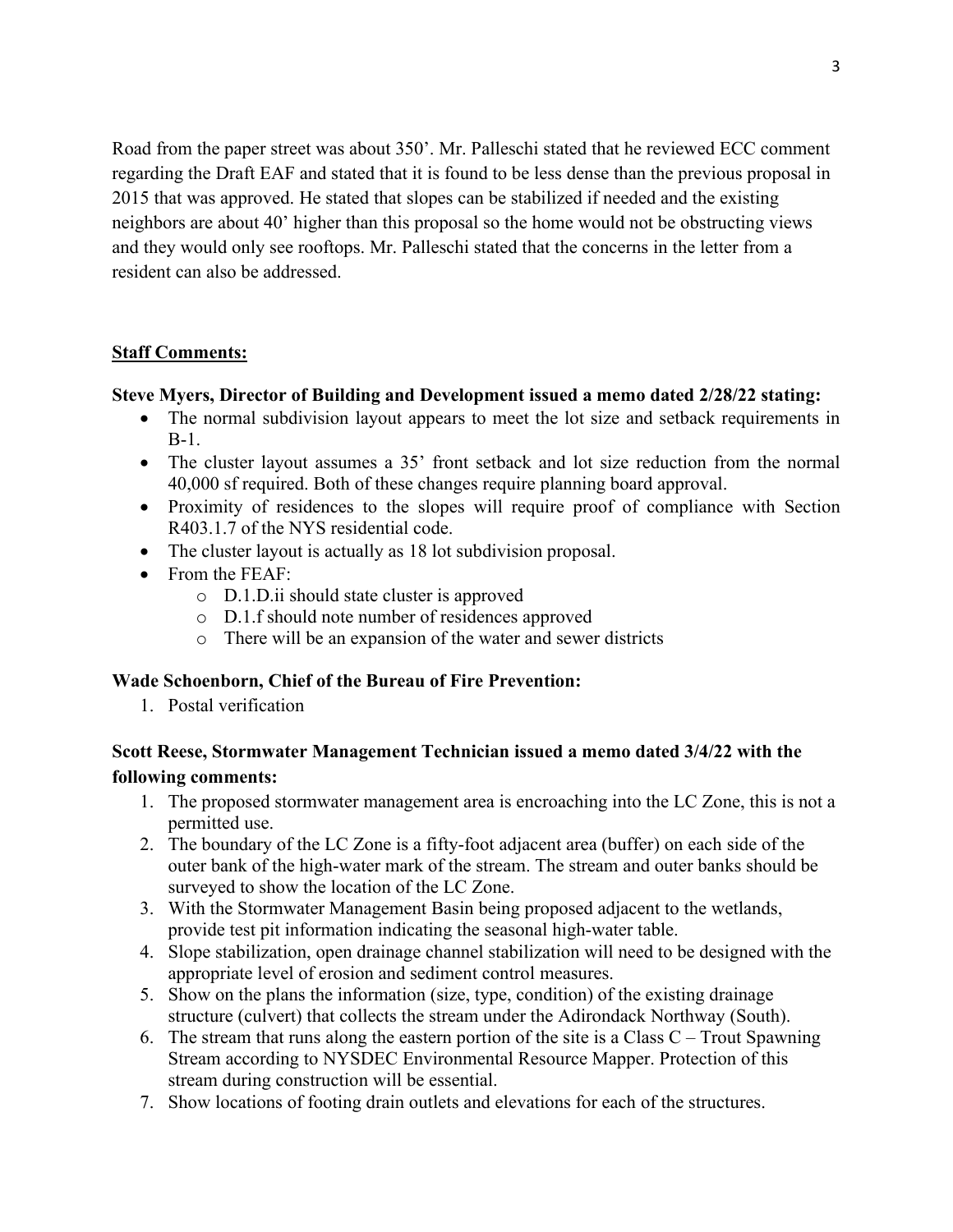Road from the paper street was about 350'. Mr. Palleschi stated that he reviewed ECC comment regarding the Draft EAF and stated that it is found to be less dense than the previous proposal in 2015 that was approved. He stated that slopes can be stabilized if needed and the existing neighbors are about 40' higher than this proposal so the home would not be obstructing views and they would only see rooftops. Mr. Palleschi stated that the concerns in the letter from a resident can also be addressed.

**Staff Comments:**

**Steve Myers, Director of Building and Development issued a memo dated 2/28/22 stating:**

- The normal subdivision layout appears to meet the lot size and setback requirements in B-1.
- The cluster layout assumes a 35' front setback and lot size reduction from the normal 40,000 sf required. Both of these changes require planning board approval.
- Proximity of residences to the slopes will require proof of compliance with Section R403.1.7 of the NYS residential code.
- The cluster layout is actually as 18 lot subdivision proposal.
- From the FEAF:
  - D.1.D.ii should state cluster is approved
  - D.1.f should note number of residences approved
  - There will be an expansion of the water and sewer districts

**Wade Schoenborn, Chief of the Bureau of Fire Prevention:**

1. Postal verification

**Scott Reese, Stormwater Management Technician issued a memo dated 3/4/22 with the following comments:**

1. The proposed stormwater management area is encroaching into the LC Zone, this is not a permitted use.
2. The boundary of the LC Zone is a fifty-foot adjacent area (buffer) on each side of the outer bank of the high-water mark of the stream. The stream and outer banks should be surveyed to show the location of the LC Zone.
3. With the Stormwater Management Basin being proposed adjacent to the wetlands, provide test pit information indicating the seasonal high-water table.
4. Slope stabilization, open drainage channel stabilization will need to be designed with the appropriate level of erosion and sediment control measures.
5. Show on the plans the information (size, type, condition) of the existing drainage structure (culvert) that collects the stream under the Adirondack Northway (South).
6. The stream that runs along the eastern portion of the site is a Class C – Trout Spawning Stream according to NYSDEC Environmental Resource Mapper. Protection of this stream during construction will be essential.
7. Show locations of footing drain outlets and elevations for each of the structures.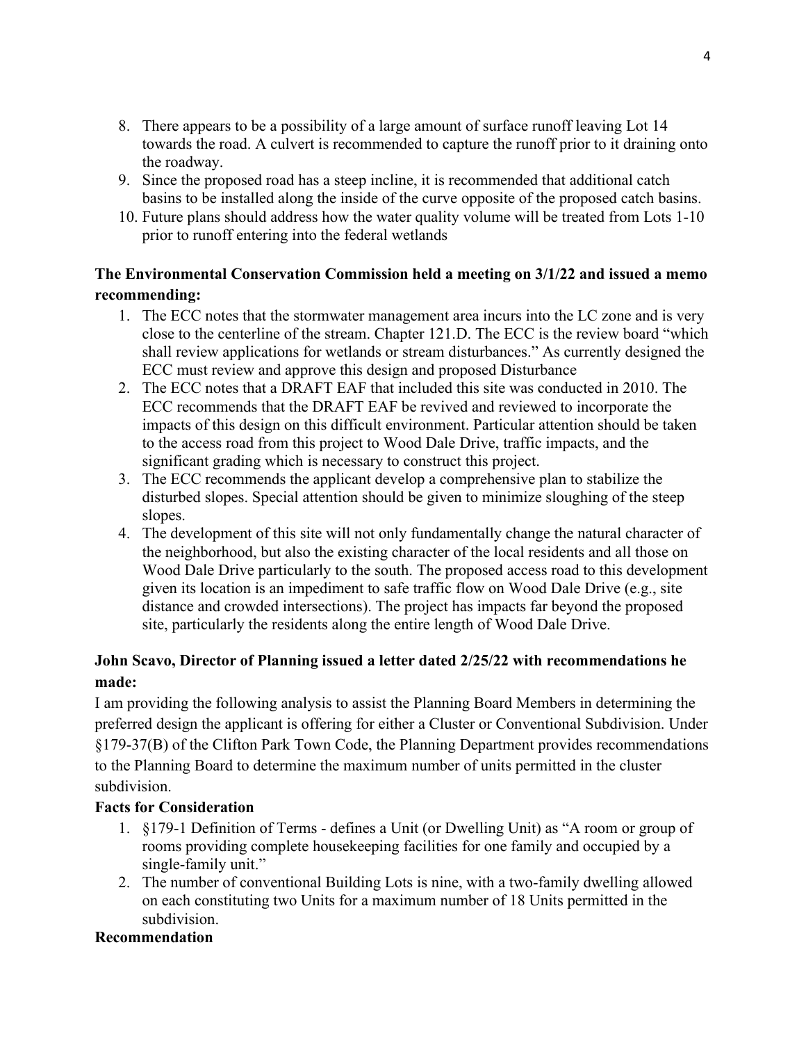8. There appears to be a possibility of a large amount of surface runoff leaving Lot 14 towards the road. A culvert is recommended to capture the runoff prior to it draining onto the roadway.
9. Since the proposed road has a steep incline, it is recommended that additional catch basins to be installed along the inside of the curve opposite of the proposed catch basins.
10. Future plans should address how the water quality volume will be treated from Lots 1-10 prior to runoff entering into the federal wetlands

**The Environmental Conservation Commission held a meeting on 3/1/22 and issued a memo recommending:**

1. The ECC notes that the stormwater management area incurs into the LC zone and is very close to the centerline of the stream. Chapter 121.D. The ECC is the review board "which shall review applications for wetlands or stream disturbances." As currently designed the ECC must review and approve this design and proposed Disturbance
2. The ECC notes that a DRAFT EAF that included this site was conducted in 2010. The ECC recommends that the DRAFT EAF be revived and reviewed to incorporate the impacts of this design on this difficult environment. Particular attention should be taken to the access road from this project to Wood Dale Drive, traffic impacts, and the significant grading which is necessary to construct this project.
3. The ECC recommends the applicant develop a comprehensive plan to stabilize the disturbed slopes. Special attention should be given to minimize sloughing of the steep slopes.
4. The development of this site will not only fundamentally change the natural character of the neighborhood, but also the existing character of the local residents and all those on Wood Dale Drive particularly to the south. The proposed access road to this development given its location is an impediment to safe traffic flow on Wood Dale Drive (e.g., site distance and crowded intersections). The project has impacts far beyond the proposed site, particularly the residents along the entire length of Wood Dale Drive.

**John Scavo, Director of Planning issued a letter dated 2/25/22 with recommendations he made:**

I am providing the following analysis to assist the Planning Board Members in determining the preferred design the applicant is offering for either a Cluster or Conventional Subdivision. Under §179-37(B) of the Clifton Park Town Code, the Planning Department provides recommendations to the Planning Board to determine the maximum number of units permitted in the cluster subdivision.

**Facts for Consideration**

1. §179-1 Definition of Terms - defines a Unit (or Dwelling Unit) as "A room or group of rooms providing complete housekeeping facilities for one family and occupied by a single-family unit."
2. The number of conventional Building Lots is nine, with a two-family dwelling allowed on each constituting two Units for a maximum number of 18 Units permitted in the subdivision.

**Recommendation**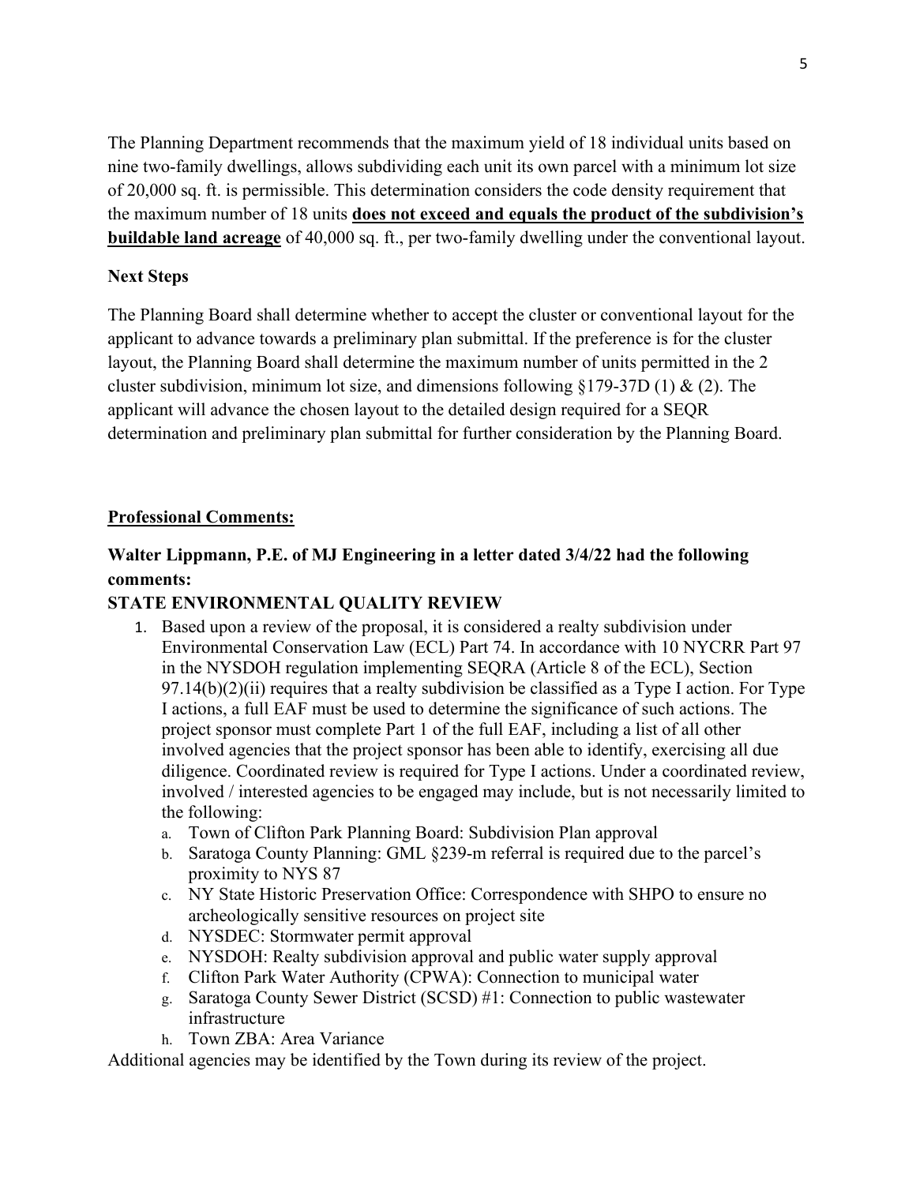The Planning Department recommends that the maximum yield of 18 individual units based on nine two-family dwellings, allows subdividing each unit its own parcel with a minimum lot size of 20,000 sq. ft. is permissible. This determination considers the code density requirement that the maximum number of 18 units **<u>does not exceed and equals the product of the subdivision's buildable land acreage</u>** of 40,000 sq. ft., per two-family dwelling under the conventional layout.

**Next Steps**

The Planning Board shall determine whether to accept the cluster or conventional layout for the applicant to advance towards a preliminary plan submittal. If the preference is for the cluster layout, the Planning Board shall determine the maximum number of units permitted in the 2 cluster subdivision, minimum lot size, and dimensions following §179-37D (1) & (2). The applicant will advance the chosen layout to the detailed design required for a SEQR determination and preliminary plan submittal for further consideration by the Planning Board.

**<u>Professional Comments:</u>**

**Walter Lippmann, P.E. of MJ Engineering in a letter dated 3/4/22 had the following comments:**

**STATE ENVIRONMENTAL QUALITY REVIEW**

1. Based upon a review of the proposal, it is considered a realty subdivision under Environmental Conservation Law (ECL) Part 74. In accordance with 10 NYCRR Part 97 in the NYSDOH regulation implementing SEQRA (Article 8 of the ECL), Section 97.14(b)(2)(ii) requires that a realty subdivision be classified as a Type I action. For Type I actions, a full EAF must be used to determine the significance of such actions. The project sponsor must complete Part 1 of the full EAF, including a list of all other involved agencies that the project sponsor has been able to identify, exercising all due diligence. Coordinated review is required for Type I actions. Under a coordinated review, involved / interested agencies to be engaged may include, but is not necessarily limited to the following:
    a. Town of Clifton Park Planning Board: Subdivision Plan approval
    b. Saratoga County Planning: GML §239-m referral is required due to the parcel's proximity to NYS 87
    c. NY State Historic Preservation Office: Correspondence with SHPO to ensure no archeologically sensitive resources on project site
    d. NYSDEC: Stormwater permit approval
    e. NYSDOH: Realty subdivision approval and public water supply approval
    f. Clifton Park Water Authority (CPWA): Connection to municipal water
    g. Saratoga County Sewer District (SCSD) #1: Connection to public wastewater infrastructure
    h. Town ZBA: Area Variance

Additional agencies may be identified by the Town during its review of the project.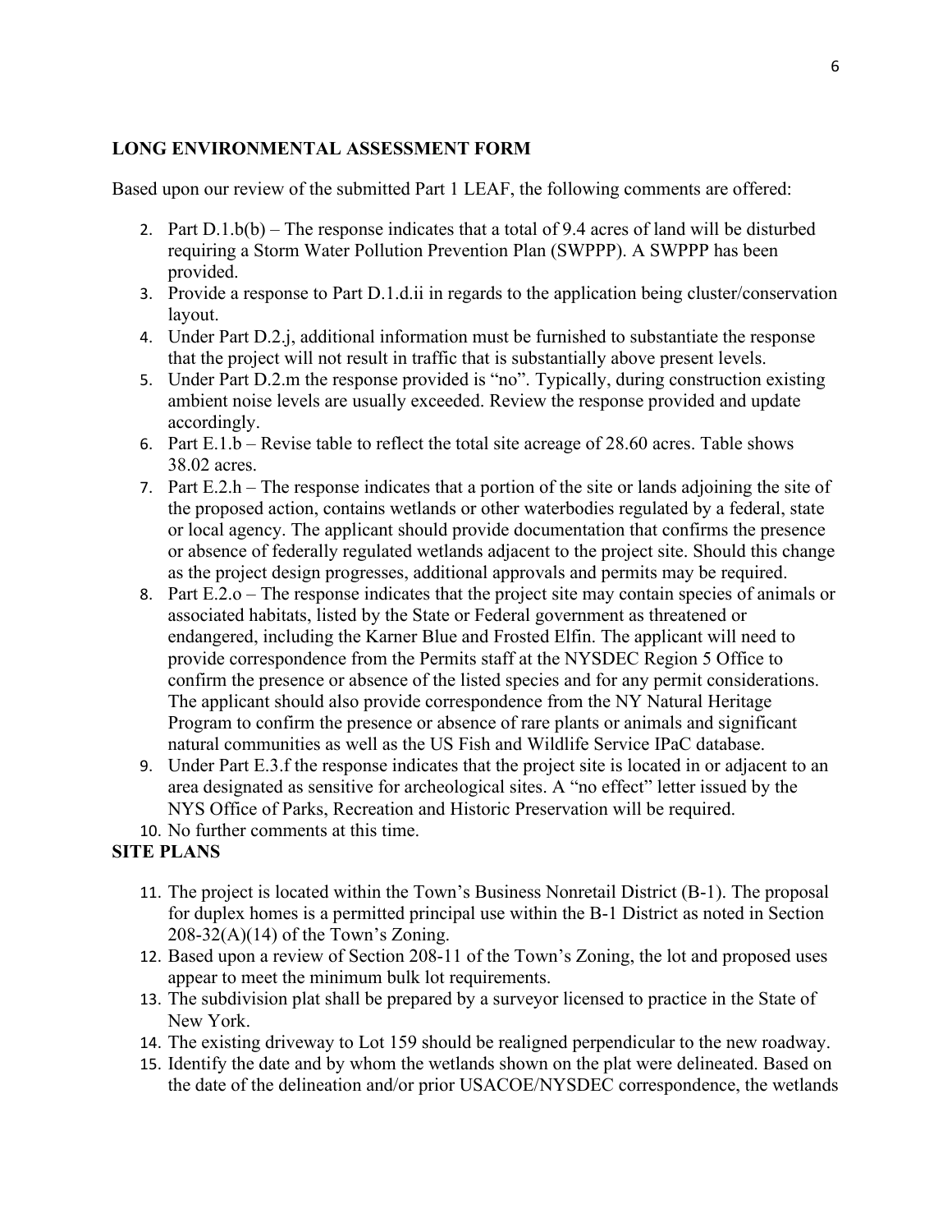**LONG ENVIRONMENTAL ASSESSMENT FORM**

Based upon our review of the submitted Part 1 LEAF, the following comments are offered:

2. Part D.1.b(b) – The response indicates that a total of 9.4 acres of land will be disturbed requiring a Storm Water Pollution Prevention Plan (SWPPP). A SWPPP has been provided.
3. Provide a response to Part D.1.d.ii in regards to the application being cluster/conservation layout.
4. Under Part D.2.j, additional information must be furnished to substantiate the response that the project will not result in traffic that is substantially above present levels.
5. Under Part D.2.m the response provided is "no". Typically, during construction existing ambient noise levels are usually exceeded. Review the response provided and update accordingly.
6. Part E.1.b – Revise table to reflect the total site acreage of 28.60 acres. Table shows 38.02 acres.
7. Part E.2.h – The response indicates that a portion of the site or lands adjoining the site of the proposed action, contains wetlands or other waterbodies regulated by a federal, state or local agency. The applicant should provide documentation that confirms the presence or absence of federally regulated wetlands adjacent to the project site. Should this change as the project design progresses, additional approvals and permits may be required.
8. Part E.2.o – The response indicates that the project site may contain species of animals or associated habitats, listed by the State or Federal government as threatened or endangered, including the Karner Blue and Frosted Elfin. The applicant will need to provide correspondence from the Permits staff at the NYSDEC Region 5 Office to confirm the presence or absence of the listed species and for any permit considerations. The applicant should also provide correspondence from the NY Natural Heritage Program to confirm the presence or absence of rare plants or animals and significant natural communities as well as the US Fish and Wildlife Service IPaC database.
9. Under Part E.3.f the response indicates that the project site is located in or adjacent to an area designated as sensitive for archeological sites. A "no effect" letter issued by the NYS Office of Parks, Recreation and Historic Preservation will be required.
10. No further comments at this time.

**SITE PLANS**

11. The project is located within the Town's Business Nonretail District (B-1). The proposal for duplex homes is a permitted principal use within the B-1 District as noted in Section 208-32(A)(14) of the Town's Zoning.
12. Based upon a review of Section 208-11 of the Town's Zoning, the lot and proposed uses appear to meet the minimum bulk lot requirements.
13. The subdivision plat shall be prepared by a surveyor licensed to practice in the State of New York.
14. The existing driveway to Lot 159 should be realigned perpendicular to the new roadway.
15. Identify the date and by whom the wetlands shown on the plat were delineated. Based on the date of the delineation and/or prior USACOE/NYSDEC correspondence, the wetlands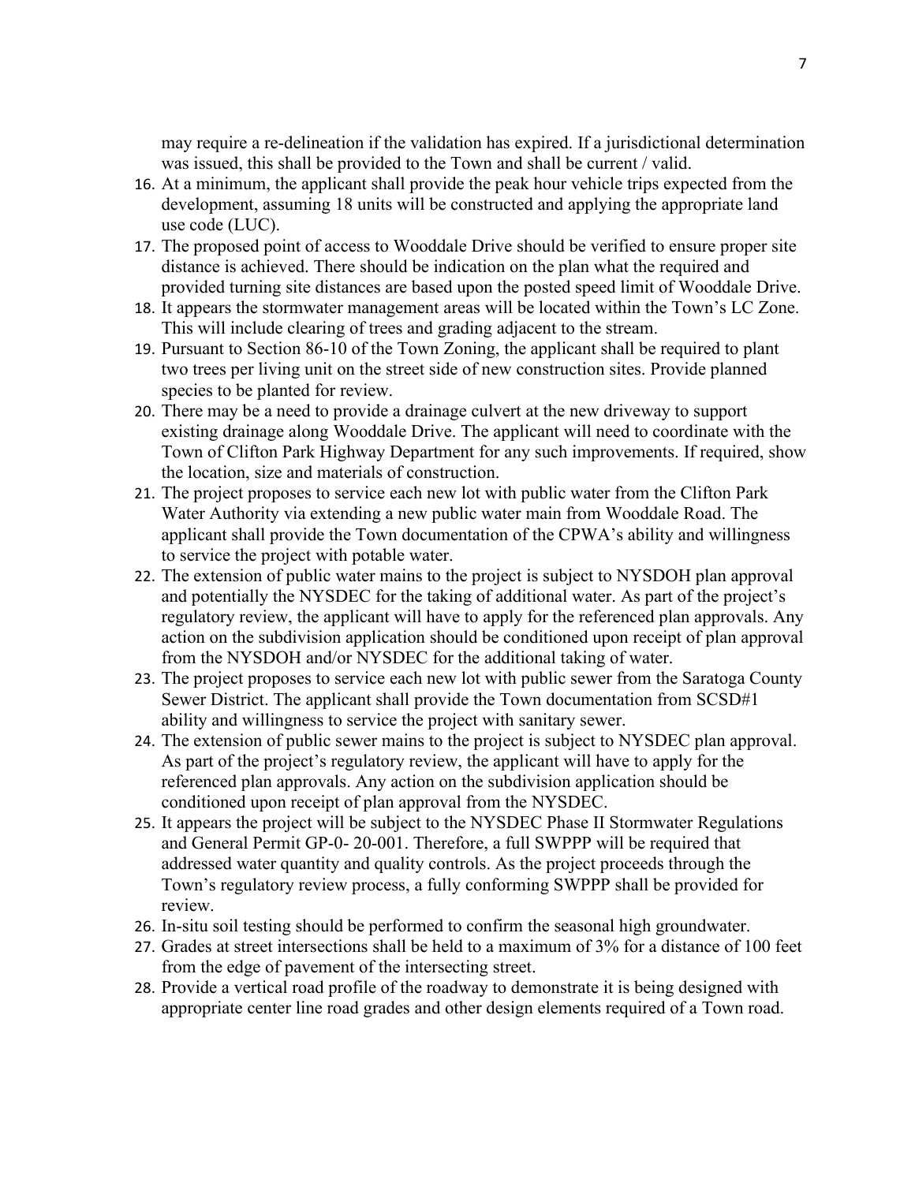may require a re-delineation if the validation has expired. If a jurisdictional determination was issued, this shall be provided to the Town and shall be current / valid.

16. At a minimum, the applicant shall provide the peak hour vehicle trips expected from the development, assuming 18 units will be constructed and applying the appropriate land use code (LUC).
17. The proposed point of access to Wooddale Drive should be verified to ensure proper site distance is achieved. There should be indication on the plan what the required and provided turning site distances are based upon the posted speed limit of Wooddale Drive.
18. It appears the stormwater management areas will be located within the Town's LC Zone. This will include clearing of trees and grading adjacent to the stream.
19. Pursuant to Section 86-10 of the Town Zoning, the applicant shall be required to plant two trees per living unit on the street side of new construction sites. Provide planned species to be planted for review.
20. There may be a need to provide a drainage culvert at the new driveway to support existing drainage along Wooddale Drive. The applicant will need to coordinate with the Town of Clifton Park Highway Department for any such improvements. If required, show the location, size and materials of construction.
21. The project proposes to service each new lot with public water from the Clifton Park Water Authority via extending a new public water main from Wooddale Road. The applicant shall provide the Town documentation of the CPWA's ability and willingness to service the project with potable water.
22. The extension of public water mains to the project is subject to NYSDOH plan approval and potentially the NYSDEC for the taking of additional water. As part of the project's regulatory review, the applicant will have to apply for the referenced plan approvals. Any action on the subdivision application should be conditioned upon receipt of plan approval from the NYSDOH and/or NYSDEC for the additional taking of water.
23. The project proposes to service each new lot with public sewer from the Saratoga County Sewer District. The applicant shall provide the Town documentation from SCSD#1 ability and willingness to service the project with sanitary sewer.
24. The extension of public sewer mains to the project is subject to NYSDEC plan approval. As part of the project's regulatory review, the applicant will have to apply for the referenced plan approvals. Any action on the subdivision application should be conditioned upon receipt of plan approval from the NYSDEC.
25. It appears the project will be subject to the NYSDEC Phase II Stormwater Regulations and General Permit GP-0- 20-001. Therefore, a full SWPPP will be required that addressed water quantity and quality controls. As the project proceeds through the Town's regulatory review process, a fully conforming SWPPP shall be provided for review.
26. In-situ soil testing should be performed to confirm the seasonal high groundwater.
27. Grades at street intersections shall be held to a maximum of 3% for a distance of 100 feet from the edge of pavement of the intersecting street.
28. Provide a vertical road profile of the roadway to demonstrate it is being designed with appropriate center line road grades and other design elements required of a Town road.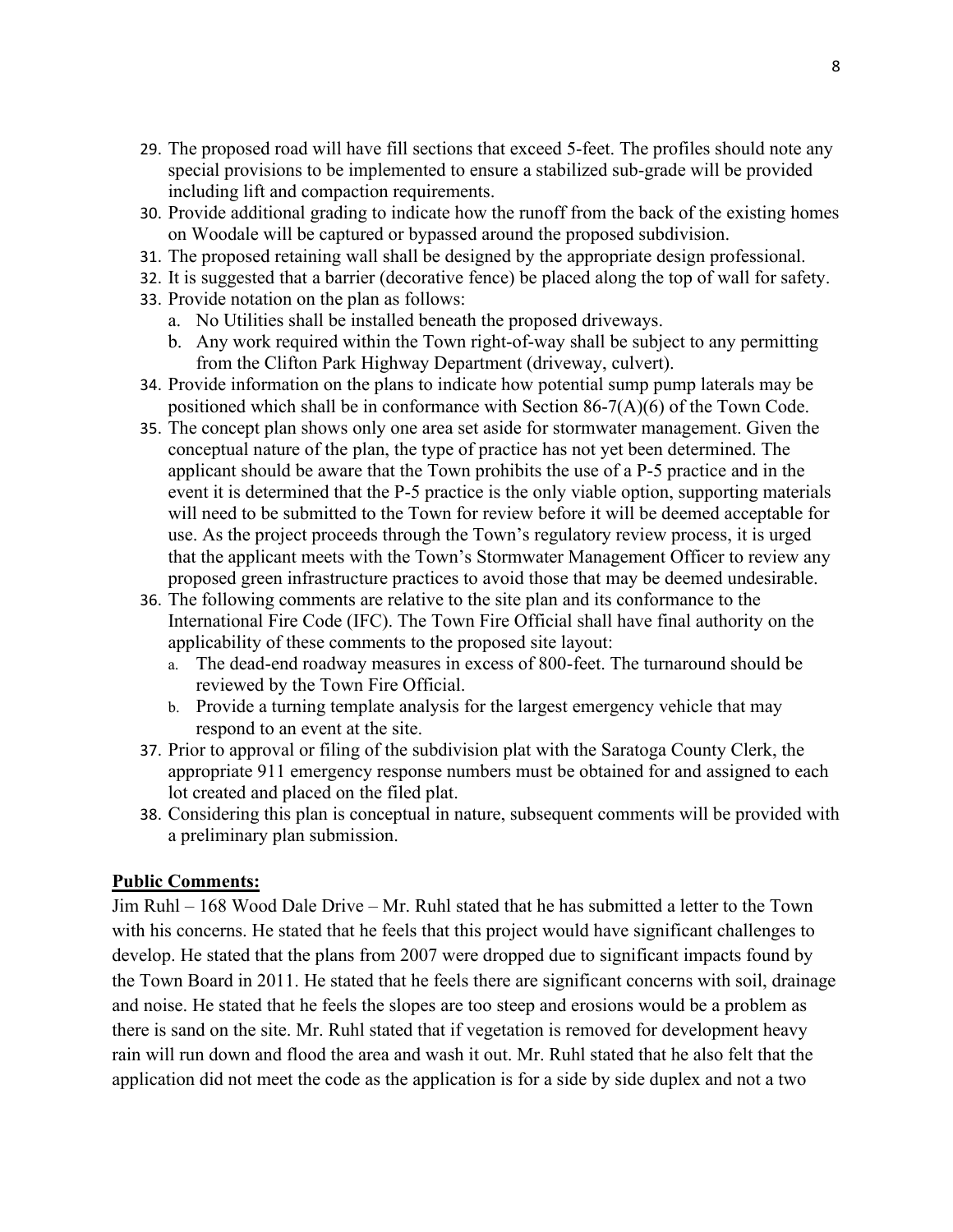29. The proposed road will have fill sections that exceed 5-feet. The profiles should note any special provisions to be implemented to ensure a stabilized sub-grade will be provided including lift and compaction requirements.
30. Provide additional grading to indicate how the runoff from the back of the existing homes on Woodale will be captured or bypassed around the proposed subdivision.
31. The proposed retaining wall shall be designed by the appropriate design professional.
32. It is suggested that a barrier (decorative fence) be placed along the top of wall for safety.
33. Provide notation on the plan as follows:
    a. No Utilities shall be installed beneath the proposed driveways.
    b. Any work required within the Town right-of-way shall be subject to any permitting from the Clifton Park Highway Department (driveway, culvert).
34. Provide information on the plans to indicate how potential sump pump laterals may be positioned which shall be in conformance with Section 86-7(A)(6) of the Town Code.
35. The concept plan shows only one area set aside for stormwater management. Given the conceptual nature of the plan, the type of practice has not yet been determined. The applicant should be aware that the Town prohibits the use of a P-5 practice and in the event it is determined that the P-5 practice is the only viable option, supporting materials will need to be submitted to the Town for review before it will be deemed acceptable for use. As the project proceeds through the Town's regulatory review process, it is urged that the applicant meets with the Town's Stormwater Management Officer to review any proposed green infrastructure practices to avoid those that may be deemed undesirable.
36. The following comments are relative to the site plan and its conformance to the International Fire Code (IFC). The Town Fire Official shall have final authority on the applicability of these comments to the proposed site layout:
    a. The dead-end roadway measures in excess of 800-feet. The turnaround should be reviewed by the Town Fire Official.
    b. Provide a turning template analysis for the largest emergency vehicle that may respond to an event at the site.
37. Prior to approval or filing of the subdivision plat with the Saratoga County Clerk, the appropriate 911 emergency response numbers must be obtained for and assigned to each lot created and placed on the filed plat.
38. Considering this plan is conceptual in nature, subsequent comments will be provided with a preliminary plan submission.

**Public Comments:**

Jim Ruhl – 168 Wood Dale Drive – Mr. Ruhl stated that he has submitted a letter to the Town with his concerns. He stated that he feels that this project would have significant challenges to develop. He stated that the plans from 2007 were dropped due to significant impacts found by the Town Board in 2011. He stated that he feels there are significant concerns with soil, drainage and noise. He stated that he feels the slopes are too steep and erosions would be a problem as there is sand on the site. Mr. Ruhl stated that if vegetation is removed for development heavy rain will run down and flood the area and wash it out. Mr. Ruhl stated that he also felt that the application did not meet the code as the application is for a side by side duplex and not a two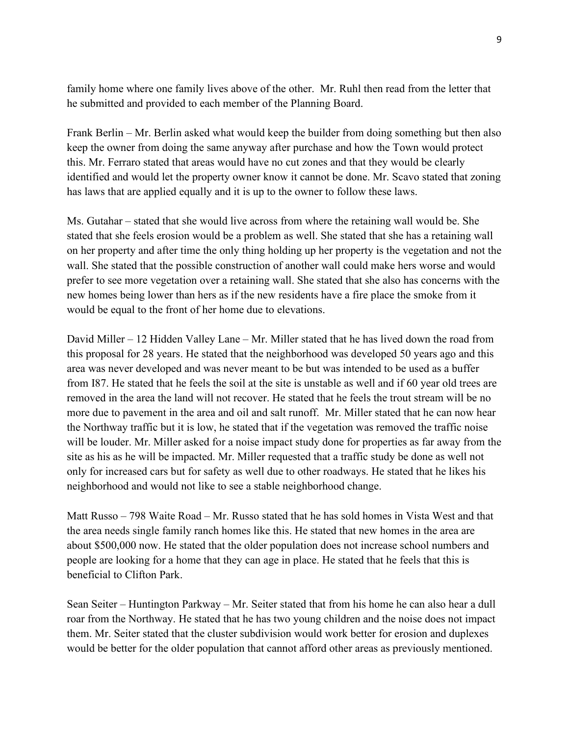family home where one family lives above of the other. Mr. Ruhl then read from the letter that he submitted and provided to each member of the Planning Board.

Frank Berlin – Mr. Berlin asked what would keep the builder from doing something but then also keep the owner from doing the same anyway after purchase and how the Town would protect this. Mr. Ferraro stated that areas would have no cut zones and that they would be clearly identified and would let the property owner know it cannot be done. Mr. Scavo stated that zoning has laws that are applied equally and it is up to the owner to follow these laws.

Ms. Gutahar – stated that she would live across from where the retaining wall would be. She stated that she feels erosion would be a problem as well. She stated that she has a retaining wall on her property and after time the only thing holding up her property is the vegetation and not the wall. She stated that the possible construction of another wall could make hers worse and would prefer to see more vegetation over a retaining wall. She stated that she also has concerns with the new homes being lower than hers as if the new residents have a fire place the smoke from it would be equal to the front of her home due to elevations.

David Miller – 12 Hidden Valley Lane – Mr. Miller stated that he has lived down the road from this proposal for 28 years. He stated that the neighborhood was developed 50 years ago and this area was never developed and was never meant to be but was intended to be used as a buffer from I87. He stated that he feels the soil at the site is unstable as well and if 60 year old trees are removed in the area the land will not recover. He stated that he feels the trout stream will be no more due to pavement in the area and oil and salt runoff. Mr. Miller stated that he can now hear the Northway traffic but it is low, he stated that if the vegetation was removed the traffic noise will be louder. Mr. Miller asked for a noise impact study done for properties as far away from the site as his as he will be impacted. Mr. Miller requested that a traffic study be done as well not only for increased cars but for safety as well due to other roadways. He stated that he likes his neighborhood and would not like to see a stable neighborhood change.

Matt Russo – 798 Waite Road – Mr. Russo stated that he has sold homes in Vista West and that the area needs single family ranch homes like this. He stated that new homes in the area are about $500,000 now. He stated that the older population does not increase school numbers and people are looking for a home that they can age in place. He stated that he feels that this is beneficial to Clifton Park.

Sean Seiter – Huntington Parkway – Mr. Seiter stated that from his home he can also hear a dull roar from the Northway. He stated that he has two young children and the noise does not impact them. Mr. Seiter stated that the cluster subdivision would work better for erosion and duplexes would be better for the older population that cannot afford other areas as previously mentioned.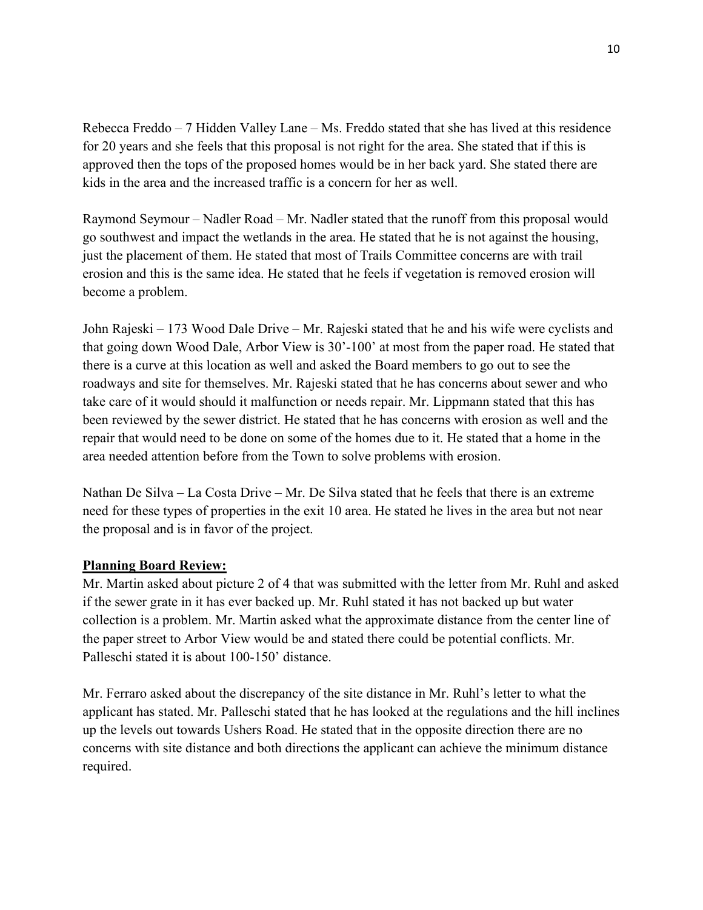Rebecca Freddo – 7 Hidden Valley Lane – Ms. Freddo stated that she has lived at this residence for 20 years and she feels that this proposal is not right for the area. She stated that if this is approved then the tops of the proposed homes would be in her back yard. She stated there are kids in the area and the increased traffic is a concern for her as well.

Raymond Seymour – Nadler Road – Mr. Nadler stated that the runoff from this proposal would go southwest and impact the wetlands in the area. He stated that he is not against the housing, just the placement of them. He stated that most of Trails Committee concerns are with trail erosion and this is the same idea. He stated that he feels if vegetation is removed erosion will become a problem.

John Rajeski – 173 Wood Dale Drive – Mr. Rajeski stated that he and his wife were cyclists and that going down Wood Dale, Arbor View is 30'-100' at most from the paper road. He stated that there is a curve at this location as well and asked the Board members to go out to see the roadways and site for themselves. Mr. Rajeski stated that he has concerns about sewer and who take care of it would should it malfunction or needs repair. Mr. Lippmann stated that this has been reviewed by the sewer district. He stated that he has concerns with erosion as well and the repair that would need to be done on some of the homes due to it. He stated that a home in the area needed attention before from the Town to solve problems with erosion.

Nathan De Silva – La Costa Drive – Mr. De Silva stated that he feels that there is an extreme need for these types of properties in the exit 10 area. He stated he lives in the area but not near the proposal and is in favor of the project.

**Planning Board Review:**

Mr. Martin asked about picture 2 of 4 that was submitted with the letter from Mr. Ruhl and asked if the sewer grate in it has ever backed up. Mr. Ruhl stated it has not backed up but water collection is a problem. Mr. Martin asked what the approximate distance from the center line of the paper street to Arbor View would be and stated there could be potential conflicts. Mr. Palleschi stated it is about 100-150' distance.

Mr. Ferraro asked about the discrepancy of the site distance in Mr. Ruhl's letter to what the applicant has stated. Mr. Palleschi stated that he has looked at the regulations and the hill inclines up the levels out towards Ushers Road. He stated that in the opposite direction there are no concerns with site distance and both directions the applicant can achieve the minimum distance required.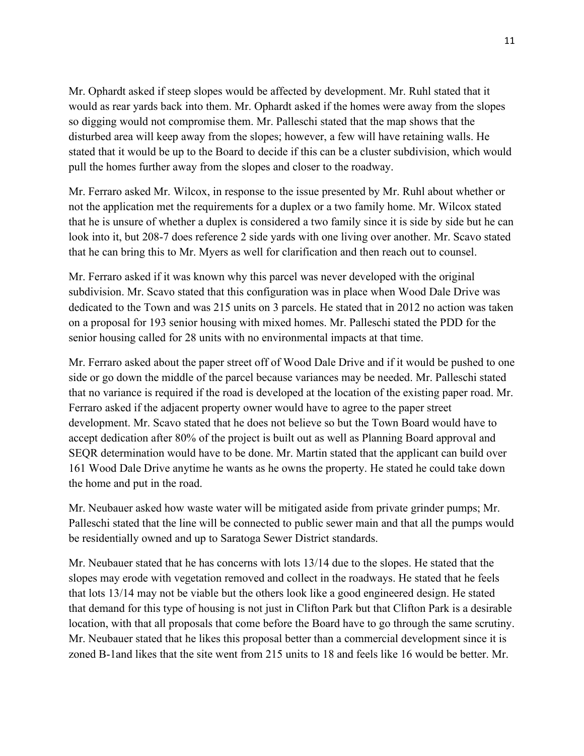Mr. Ophardt asked if steep slopes would be affected by development. Mr. Ruhl stated that it would as rear yards back into them. Mr. Ophardt asked if the homes were away from the slopes so digging would not compromise them. Mr. Palleschi stated that the map shows that the disturbed area will keep away from the slopes; however, a few will have retaining walls. He stated that it would be up to the Board to decide if this can be a cluster subdivision, which would pull the homes further away from the slopes and closer to the roadway.

Mr. Ferraro asked Mr. Wilcox, in response to the issue presented by Mr. Ruhl about whether or not the application met the requirements for a duplex or a two family home. Mr. Wilcox stated that he is unsure of whether a duplex is considered a two family since it is side by side but he can look into it, but 208-7 does reference 2 side yards with one living over another. Mr. Scavo stated that he can bring this to Mr. Myers as well for clarification and then reach out to counsel.

Mr. Ferraro asked if it was known why this parcel was never developed with the original subdivision. Mr. Scavo stated that this configuration was in place when Wood Dale Drive was dedicated to the Town and was 215 units on 3 parcels. He stated that in 2012 no action was taken on a proposal for 193 senior housing with mixed homes. Mr. Palleschi stated the PDD for the senior housing called for 28 units with no environmental impacts at that time.

Mr. Ferraro asked about the paper street off of Wood Dale Drive and if it would be pushed to one side or go down the middle of the parcel because variances may be needed. Mr. Palleschi stated that no variance is required if the road is developed at the location of the existing paper road. Mr. Ferraro asked if the adjacent property owner would have to agree to the paper street development. Mr. Scavo stated that he does not believe so but the Town Board would have to accept dedication after 80% of the project is built out as well as Planning Board approval and SEQR determination would have to be done. Mr. Martin stated that the applicant can build over 161 Wood Dale Drive anytime he wants as he owns the property. He stated he could take down the home and put in the road.

Mr. Neubauer asked how waste water will be mitigated aside from private grinder pumps; Mr. Palleschi stated that the line will be connected to public sewer main and that all the pumps would be residentially owned and up to Saratoga Sewer District standards.

Mr. Neubauer stated that he has concerns with lots 13/14 due to the slopes. He stated that the slopes may erode with vegetation removed and collect in the roadways. He stated that he feels that lots 13/14 may not be viable but the others look like a good engineered design. He stated that demand for this type of housing is not just in Clifton Park but that Clifton Park is a desirable location, with that all proposals that come before the Board have to go through the same scrutiny. Mr. Neubauer stated that he likes this proposal better than a commercial development since it is zoned B-1and likes that the site went from 215 units to 18 and feels like 16 would be better. Mr.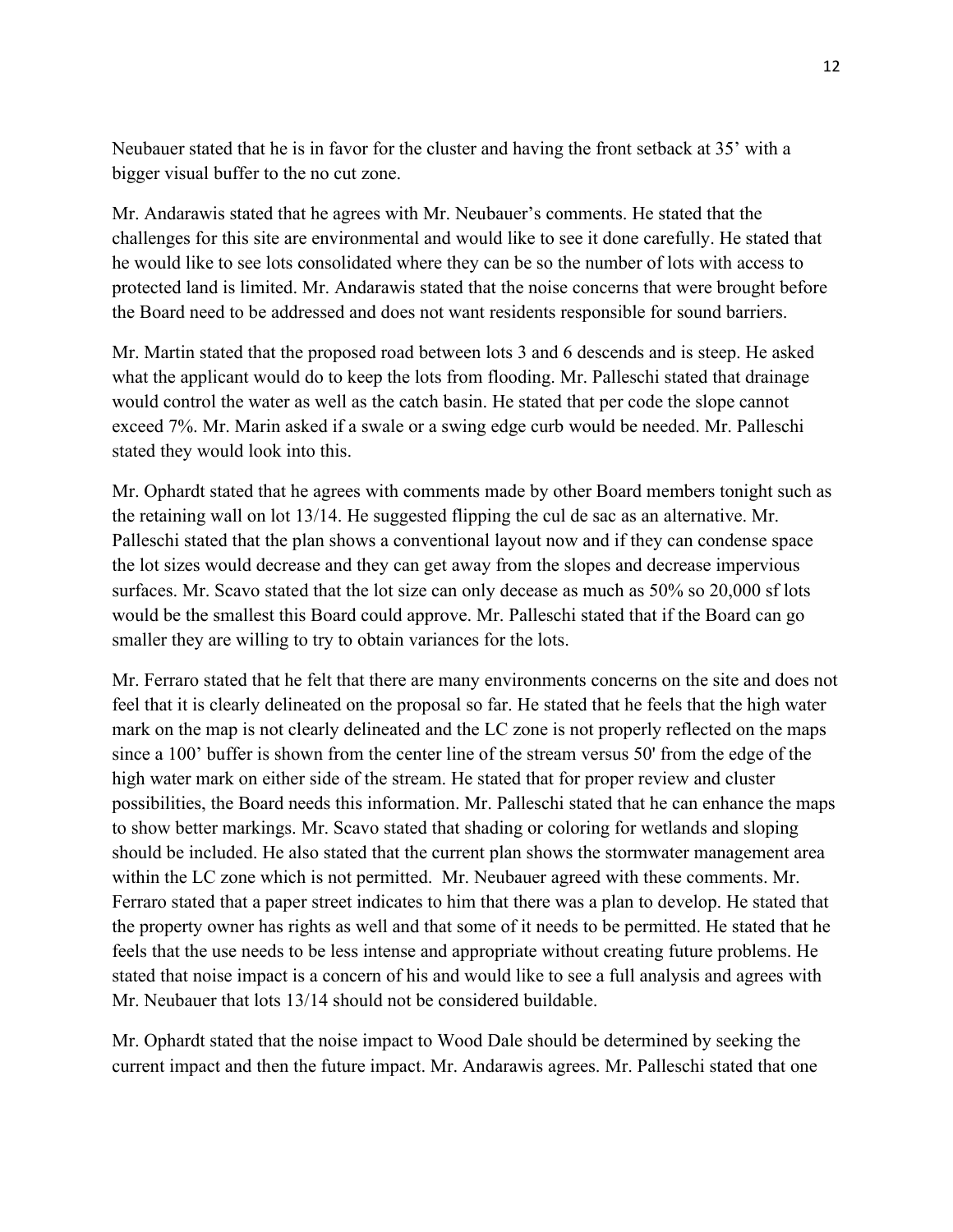Neubauer stated that he is in favor for the cluster and having the front setback at 35' with a bigger visual buffer to the no cut zone.

Mr. Andarawis stated that he agrees with Mr. Neubauer's comments. He stated that the challenges for this site are environmental and would like to see it done carefully. He stated that he would like to see lots consolidated where they can be so the number of lots with access to protected land is limited. Mr. Andarawis stated that the noise concerns that were brought before the Board need to be addressed and does not want residents responsible for sound barriers.

Mr. Martin stated that the proposed road between lots 3 and 6 descends and is steep. He asked what the applicant would do to keep the lots from flooding. Mr. Palleschi stated that drainage would control the water as well as the catch basin. He stated that per code the slope cannot exceed 7%. Mr. Marin asked if a swale or a swing edge curb would be needed. Mr. Palleschi stated they would look into this.

Mr. Ophardt stated that he agrees with comments made by other Board members tonight such as the retaining wall on lot 13/14. He suggested flipping the cul de sac as an alternative. Mr. Palleschi stated that the plan shows a conventional layout now and if they can condense space the lot sizes would decrease and they can get away from the slopes and decrease impervious surfaces. Mr. Scavo stated that the lot size can only decease as much as 50% so 20,000 sf lots would be the smallest this Board could approve. Mr. Palleschi stated that if the Board can go smaller they are willing to try to obtain variances for the lots.

Mr. Ferraro stated that he felt that there are many environments concerns on the site and does not feel that it is clearly delineated on the proposal so far. He stated that he feels that the high water mark on the map is not clearly delineated and the LC zone is not properly reflected on the maps since a 100' buffer is shown from the center line of the stream versus 50' from the edge of the high water mark on either side of the stream. He stated that for proper review and cluster possibilities, the Board needs this information. Mr. Palleschi stated that he can enhance the maps to show better markings. Mr. Scavo stated that shading or coloring for wetlands and sloping should be included. He also stated that the current plan shows the stormwater management area within the LC zone which is not permitted. Mr. Neubauer agreed with these comments. Mr. Ferraro stated that a paper street indicates to him that there was a plan to develop. He stated that the property owner has rights as well and that some of it needs to be permitted. He stated that he feels that the use needs to be less intense and appropriate without creating future problems. He stated that noise impact is a concern of his and would like to see a full analysis and agrees with Mr. Neubauer that lots 13/14 should not be considered buildable.

Mr. Ophardt stated that the noise impact to Wood Dale should be determined by seeking the current impact and then the future impact. Mr. Andarawis agrees. Mr. Palleschi stated that one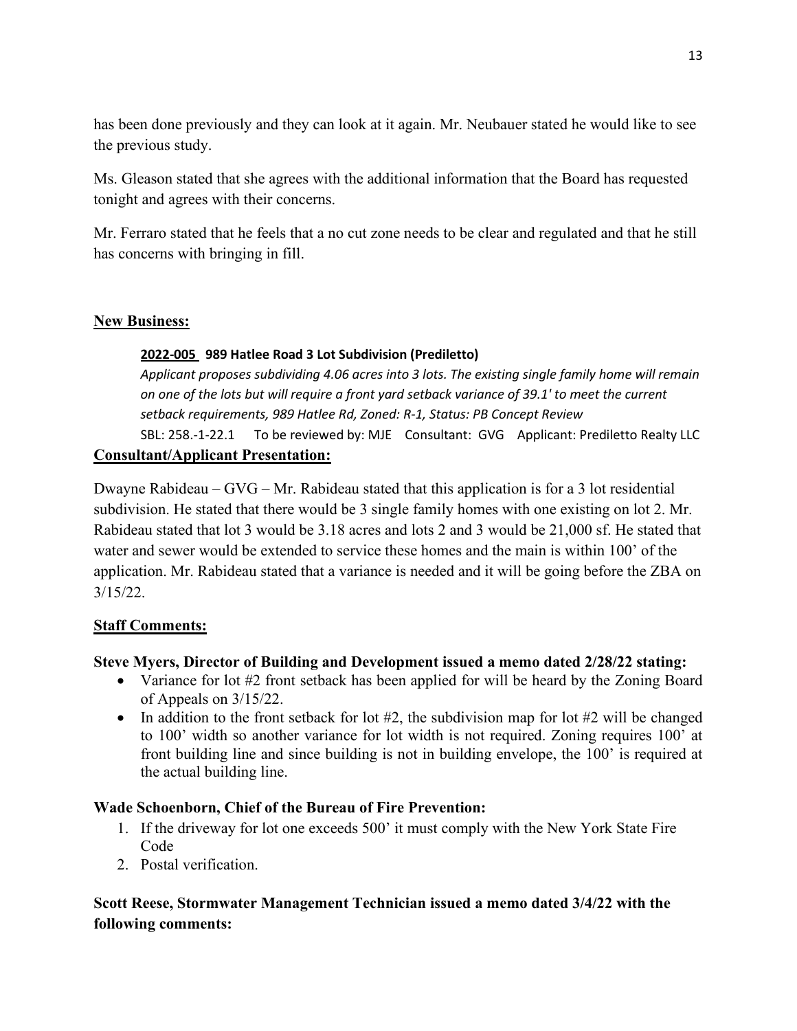has been done previously and they can look at it again. Mr. Neubauer stated he would like to see the previous study.

Ms. Gleason stated that she agrees with the additional information that the Board has requested tonight and agrees with their concerns.

Mr. Ferraro stated that he feels that a no cut zone needs to be clear and regulated and that he still has concerns with bringing in fill.

**New Business:**

**2022-005 989 Hatlee Road 3 Lot Subdivision (Prediletto)**

*Applicant proposes subdividing 4.06 acres into 3 lots. The existing single family home will remain on one of the lots but will require a front yard setback variance of 39.1' to meet the current setback requirements, 989 Hatlee Rd, Zoned: R-1, Status: PB Concept Review*

SBL: 258.-1-22.1 To be reviewed by: MJE Consultant: GVG Applicant: Prediletto Realty LLC

**Consultant/Applicant Presentation:**

Dwayne Rabideau – GVG – Mr. Rabideau stated that this application is for a 3 lot residential subdivision. He stated that there would be 3 single family homes with one existing on lot 2. Mr. Rabideau stated that lot 3 would be 3.18 acres and lots 2 and 3 would be 21,000 sf. He stated that water and sewer would be extended to service these homes and the main is within 100' of the application. Mr. Rabideau stated that a variance is needed and it will be going before the ZBA on 3/15/22.

**Staff Comments:**

**Steve Myers, Director of Building and Development issued a memo dated 2/28/22 stating:**

- Variance for lot #2 front setback has been applied for will be heard by the Zoning Board of Appeals on 3/15/22.
- In addition to the front setback for lot #2, the subdivision map for lot #2 will be changed to 100' width so another variance for lot width is not required. Zoning requires 100' at front building line and since building is not in building envelope, the 100' is required at the actual building line.

**Wade Schoenborn, Chief of the Bureau of Fire Prevention:**

1. If the driveway for lot one exceeds 500' it must comply with the New York State Fire Code
2. Postal verification.

**Scott Reese, Stormwater Management Technician issued a memo dated 3/4/22 with the following comments:**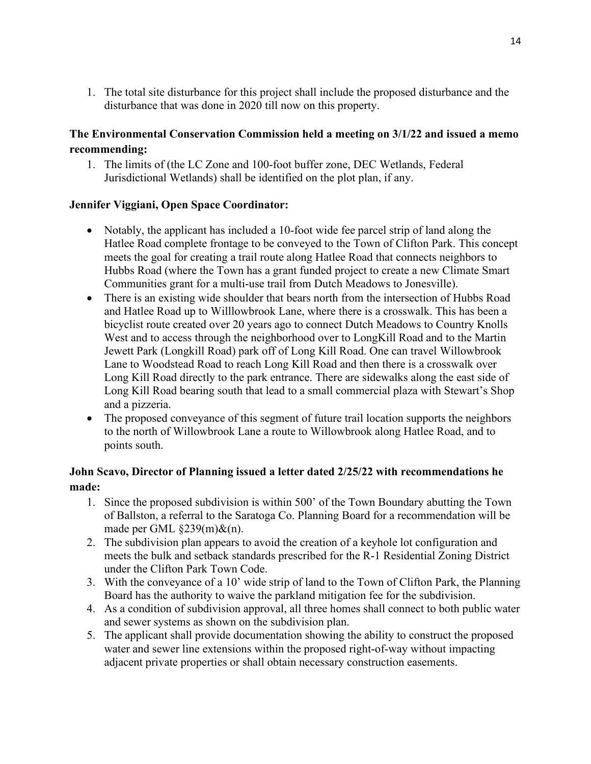1. The total site disturbance for this project shall include the proposed disturbance and the disturbance that was done in 2020 till now on this property.

**The Environmental Conservation Commission held a meeting on 3/1/22 and issued a memo recommending:**

1. The limits of (the LC Zone and 100-foot buffer zone, DEC Wetlands, Federal Jurisdictional Wetlands) shall be identified on the plot plan, if any.

**Jennifer Viggiani, Open Space Coordinator:**

- Notably, the applicant has included a 10-foot wide fee parcel strip of land along the Hatlee Road complete frontage to be conveyed to the Town of Clifton Park. This concept meets the goal for creating a trail route along Hatlee Road that connects neighbors to Hubbs Road (where the Town has a grant funded project to create a new Climate Smart Communities grant for a multi-use trail from Dutch Meadows to Jonesville).
- There is an existing wide shoulder that bears north from the intersection of Hubbs Road and Hatlee Road up to Willlowbrook Lane, where there is a crosswalk. This has been a bicyclist route created over 20 years ago to connect Dutch Meadows to Country Knolls West and to access through the neighborhood over to LongKill Road and to the Martin Jewett Park (Longkill Road) park off of Long Kill Road. One can travel Willowbrook Lane to Woodstead Road to reach Long Kill Road and then there is a crosswalk over Long Kill Road directly to the park entrance. There are sidewalks along the east side of Long Kill Road bearing south that lead to a small commercial plaza with Stewart's Shop and a pizzeria.
- The proposed conveyance of this segment of future trail location supports the neighbors to the north of Willowbrook Lane a route to Willowbrook along Hatlee Road, and to points south.

**John Scavo, Director of Planning issued a letter dated 2/25/22 with recommendations he made:**

1. Since the proposed subdivision is within 500' of the Town Boundary abutting the Town of Ballston, a referral to the Saratoga Co. Planning Board for a recommendation will be made per GML §239(m)&(n).
2. The subdivision plan appears to avoid the creation of a keyhole lot configuration and meets the bulk and setback standards prescribed for the R-1 Residential Zoning District under the Clifton Park Town Code.
3. With the conveyance of a 10' wide strip of land to the Town of Clifton Park, the Planning Board has the authority to waive the parkland mitigation fee for the subdivision.
4. As a condition of subdivision approval, all three homes shall connect to both public water and sewer systems as shown on the subdivision plan.
5. The applicant shall provide documentation showing the ability to construct the proposed water and sewer line extensions within the proposed right-of-way without impacting adjacent private properties or shall obtain necessary construction easements.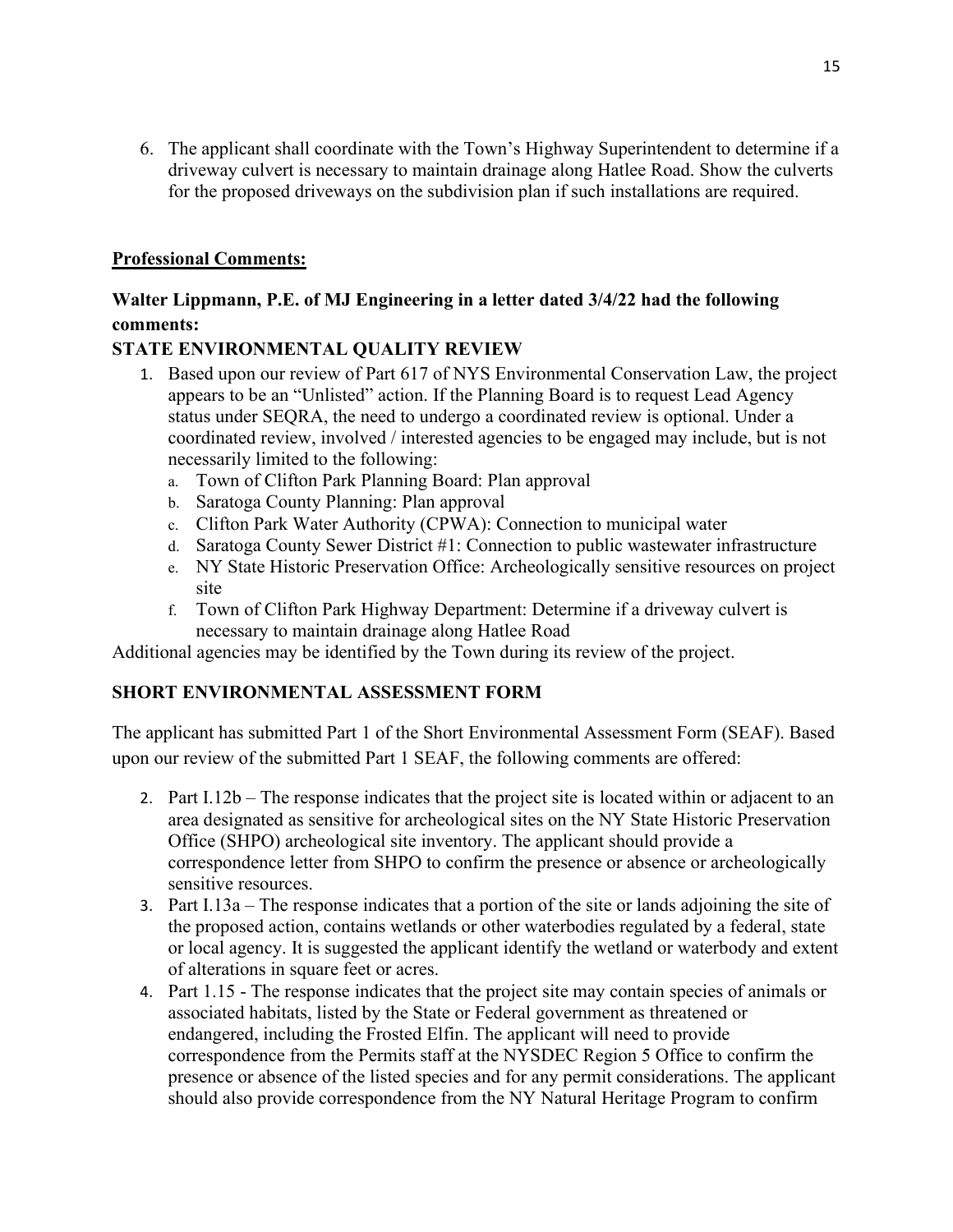6. The applicant shall coordinate with the Town's Highway Superintendent to determine if a driveway culvert is necessary to maintain drainage along Hatlee Road. Show the culverts for the proposed driveways on the subdivision plan if such installations are required.

**Professional Comments:**

**Walter Lippmann, P.E. of MJ Engineering in a letter dated 3/4/22 had the following comments:**

**STATE ENVIRONMENTAL QUALITY REVIEW**

1. Based upon our review of Part 617 of NYS Environmental Conservation Law, the project appears to be an "Unlisted" action. If the Planning Board is to request Lead Agency status under SEQRA, the need to undergo a coordinated review is optional. Under a coordinated review, involved / interested agencies to be engaged may include, but is not necessarily limited to the following:
   a. Town of Clifton Park Planning Board: Plan approval
   b. Saratoga County Planning: Plan approval
   c. Clifton Park Water Authority (CPWA): Connection to municipal water
   d. Saratoga County Sewer District #1: Connection to public wastewater infrastructure
   e. NY State Historic Preservation Office: Archeologically sensitive resources on project site
   f. Town of Clifton Park Highway Department: Determine if a driveway culvert is necessary to maintain drainage along Hatlee Road

Additional agencies may be identified by the Town during its review of the project.

**SHORT ENVIRONMENTAL ASSESSMENT FORM**

The applicant has submitted Part 1 of the Short Environmental Assessment Form (SEAF). Based upon our review of the submitted Part 1 SEAF, the following comments are offered:

2. Part I.12b – The response indicates that the project site is located within or adjacent to an area designated as sensitive for archeological sites on the NY State Historic Preservation Office (SHPO) archeological site inventory. The applicant should provide a correspondence letter from SHPO to confirm the presence or absence or archeologically sensitive resources.
3. Part I.13a – The response indicates that a portion of the site or lands adjoining the site of the proposed action, contains wetlands or other waterbodies regulated by a federal, state or local agency. It is suggested the applicant identify the wetland or waterbody and extent of alterations in square feet or acres.
4. Part 1.15 - The response indicates that the project site may contain species of animals or associated habitats, listed by the State or Federal government as threatened or endangered, including the Frosted Elfin. The applicant will need to provide correspondence from the Permits staff at the NYSDEC Region 5 Office to confirm the presence or absence of the listed species and for any permit considerations. The applicant should also provide correspondence from the NY Natural Heritage Program to confirm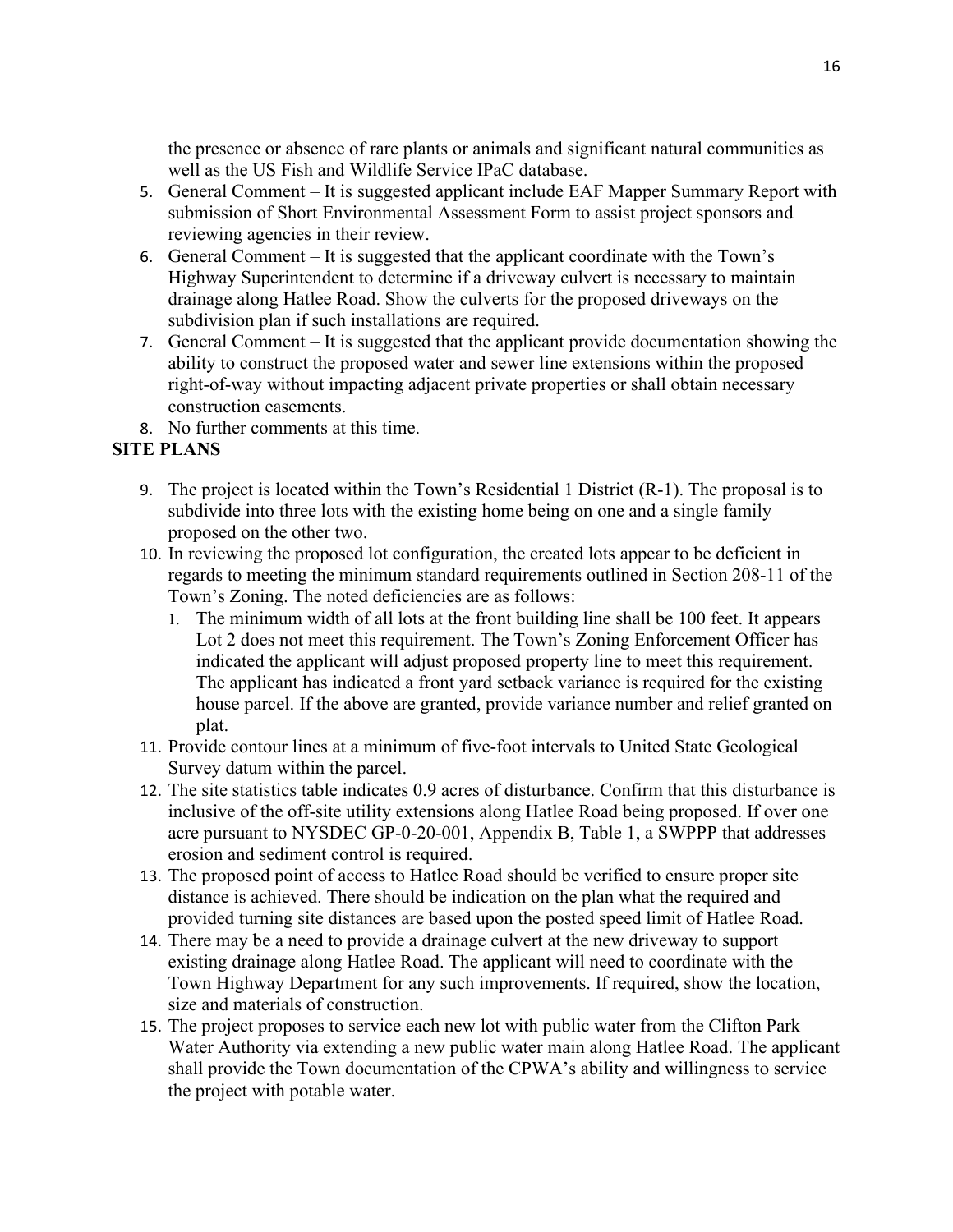the presence or absence of rare plants or animals and significant natural communities as well as the US Fish and Wildlife Service IPaC database.

5. General Comment – It is suggested applicant include EAF Mapper Summary Report with submission of Short Environmental Assessment Form to assist project sponsors and reviewing agencies in their review.
6. General Comment – It is suggested that the applicant coordinate with the Town's Highway Superintendent to determine if a driveway culvert is necessary to maintain drainage along Hatlee Road. Show the culverts for the proposed driveways on the subdivision plan if such installations are required.
7. General Comment – It is suggested that the applicant provide documentation showing the ability to construct the proposed water and sewer line extensions within the proposed right-of-way without impacting adjacent private properties or shall obtain necessary construction easements.
8. No further comments at this time.

**SITE PLANS**

9. The project is located within the Town's Residential 1 District (R-1). The proposal is to subdivide into three lots with the existing home being on one and a single family proposed on the other two.
10. In reviewing the proposed lot configuration, the created lots appear to be deficient in regards to meeting the minimum standard requirements outlined in Section 208-11 of the Town's Zoning. The noted deficiencies are as follows:
    1. The minimum width of all lots at the front building line shall be 100 feet. It appears Lot 2 does not meet this requirement. The Town's Zoning Enforcement Officer has indicated the applicant will adjust proposed property line to meet this requirement. The applicant has indicated a front yard setback variance is required for the existing house parcel. If the above are granted, provide variance number and relief granted on plat.
11. Provide contour lines at a minimum of five-foot intervals to United State Geological Survey datum within the parcel.
12. The site statistics table indicates 0.9 acres of disturbance. Confirm that this disturbance is inclusive of the off-site utility extensions along Hatlee Road being proposed. If over one acre pursuant to NYSDEC GP-0-20-001, Appendix B, Table 1, a SWPPP that addresses erosion and sediment control is required.
13. The proposed point of access to Hatlee Road should be verified to ensure proper site distance is achieved. There should be indication on the plan what the required and provided turning site distances are based upon the posted speed limit of Hatlee Road.
14. There may be a need to provide a drainage culvert at the new driveway to support existing drainage along Hatlee Road. The applicant will need to coordinate with the Town Highway Department for any such improvements. If required, show the location, size and materials of construction.
15. The project proposes to service each new lot with public water from the Clifton Park Water Authority via extending a new public water main along Hatlee Road. The applicant shall provide the Town documentation of the CPWA's ability and willingness to service the project with potable water.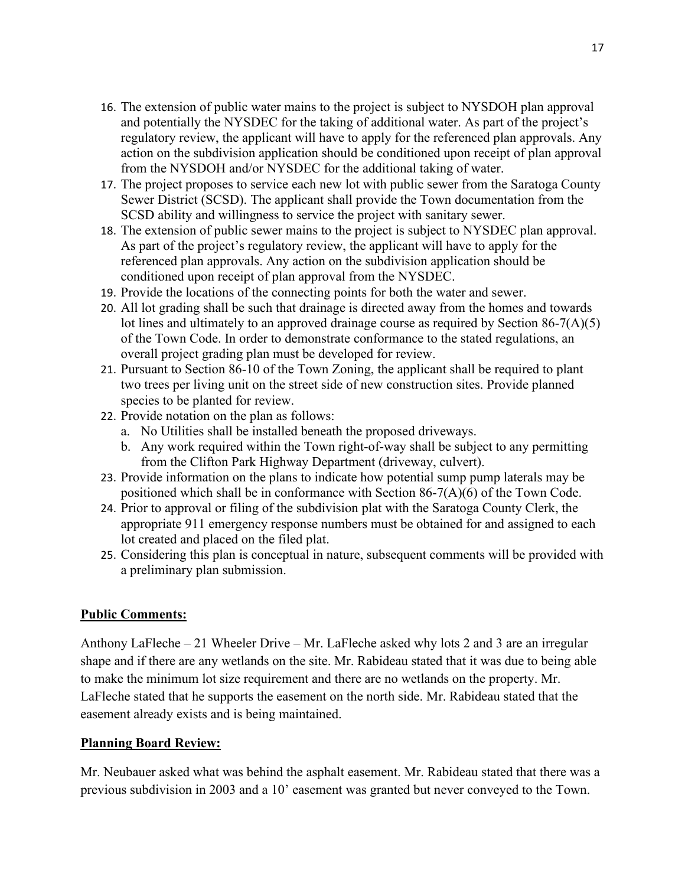16. The extension of public water mains to the project is subject to NYSDOH plan approval and potentially the NYSDEC for the taking of additional water. As part of the project's regulatory review, the applicant will have to apply for the referenced plan approvals. Any action on the subdivision application should be conditioned upon receipt of plan approval from the NYSDOH and/or NYSDEC for the additional taking of water.
17. The project proposes to service each new lot with public sewer from the Saratoga County Sewer District (SCSD). The applicant shall provide the Town documentation from the SCSD ability and willingness to service the project with sanitary sewer.
18. The extension of public sewer mains to the project is subject to NYSDEC plan approval. As part of the project's regulatory review, the applicant will have to apply for the referenced plan approvals. Any action on the subdivision application should be conditioned upon receipt of plan approval from the NYSDEC.
19. Provide the locations of the connecting points for both the water and sewer.
20. All lot grading shall be such that drainage is directed away from the homes and towards lot lines and ultimately to an approved drainage course as required by Section 86-7(A)(5) of the Town Code. In order to demonstrate conformance to the stated regulations, an overall project grading plan must be developed for review.
21. Pursuant to Section 86-10 of the Town Zoning, the applicant shall be required to plant two trees per living unit on the street side of new construction sites. Provide planned species to be planted for review.
22. Provide notation on the plan as follows:
    a. No Utilities shall be installed beneath the proposed driveways.
    b. Any work required within the Town right-of-way shall be subject to any permitting from the Clifton Park Highway Department (driveway, culvert).
23. Provide information on the plans to indicate how potential sump pump laterals may be positioned which shall be in conformance with Section 86-7(A)(6) of the Town Code.
24. Prior to approval or filing of the subdivision plat with the Saratoga County Clerk, the appropriate 911 emergency response numbers must be obtained for and assigned to each lot created and placed on the filed plat.
25. Considering this plan is conceptual in nature, subsequent comments will be provided with a preliminary plan submission.

**Public Comments:**

Anthony LaFleche – 21 Wheeler Drive – Mr. LaFleche asked why lots 2 and 3 are an irregular shape and if there are any wetlands on the site. Mr. Rabideau stated that it was due to being able to make the minimum lot size requirement and there are no wetlands on the property. Mr. LaFleche stated that he supports the easement on the north side. Mr. Rabideau stated that the easement already exists and is being maintained.

**Planning Board Review:**

Mr. Neubauer asked what was behind the asphalt easement. Mr. Rabideau stated that there was a previous subdivision in 2003 and a 10' easement was granted but never conveyed to the Town.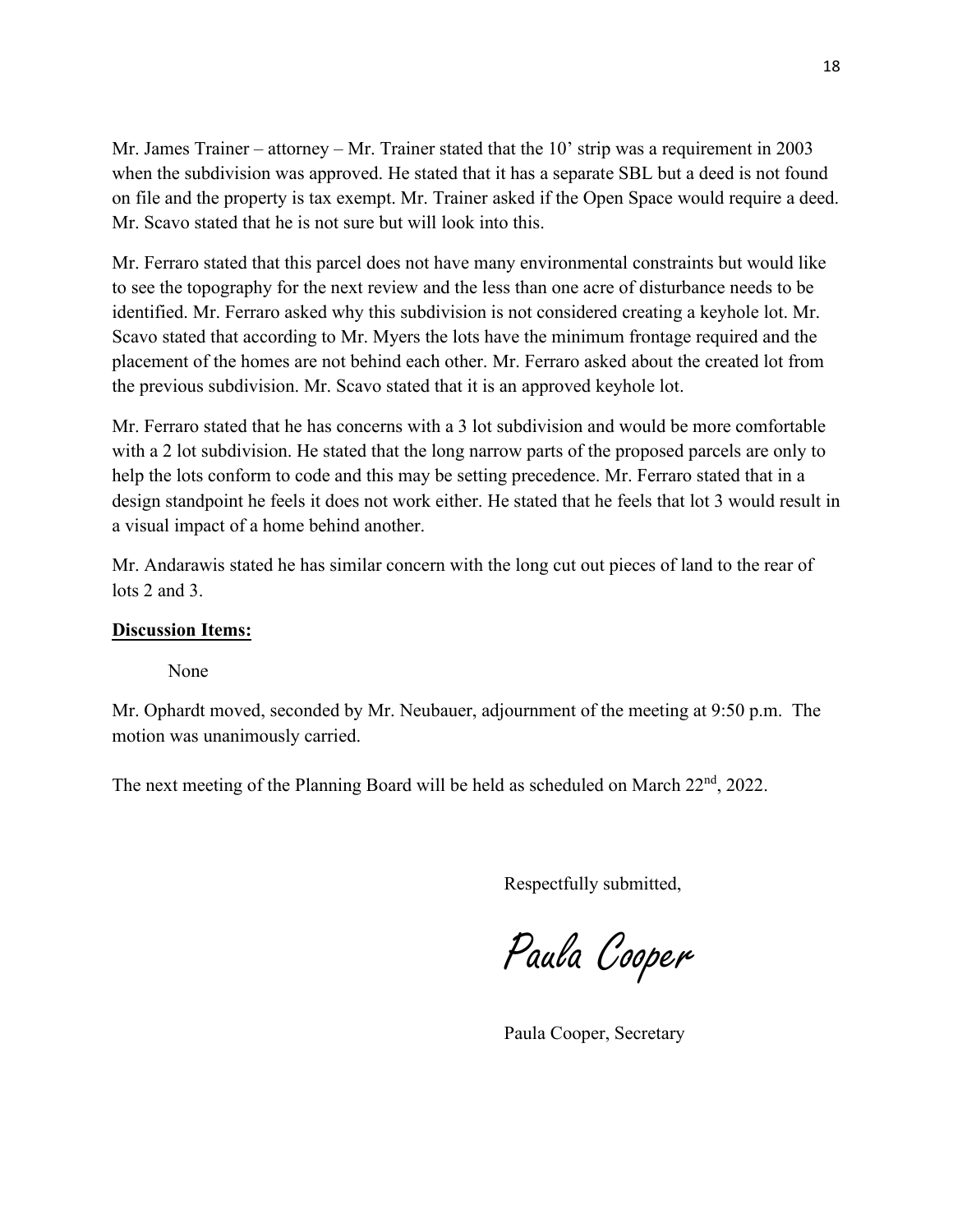Mr. James Trainer – attorney – Mr. Trainer stated that the 10' strip was a requirement in 2003 when the subdivision was approved. He stated that it has a separate SBL but a deed is not found on file and the property is tax exempt. Mr. Trainer asked if the Open Space would require a deed. Mr. Scavo stated that he is not sure but will look into this.

Mr. Ferraro stated that this parcel does not have many environmental constraints but would like to see the topography for the next review and the less than one acre of disturbance needs to be identified. Mr. Ferraro asked why this subdivision is not considered creating a keyhole lot. Mr. Scavo stated that according to Mr. Myers the lots have the minimum frontage required and the placement of the homes are not behind each other. Mr. Ferraro asked about the created lot from the previous subdivision. Mr. Scavo stated that it is an approved keyhole lot.

Mr. Ferraro stated that he has concerns with a 3 lot subdivision and would be more comfortable with a 2 lot subdivision. He stated that the long narrow parts of the proposed parcels are only to help the lots conform to code and this may be setting precedence. Mr. Ferraro stated that in a design standpoint he feels it does not work either. He stated that he feels that lot 3 would result in a visual impact of a home behind another.

Mr. Andarawis stated he has similar concern with the long cut out pieces of land to the rear of lots 2 and 3.

**Discussion Items:**

None

Mr. Ophardt moved, seconded by Mr. Neubauer, adjournment of the meeting at 9:50 p.m. The motion was unanimously carried.

The next meeting of the Planning Board will be held as scheduled on March 22nd, 2022.

Respectfully submitted,

*Paula Cooper*

Paula Cooper, Secretary